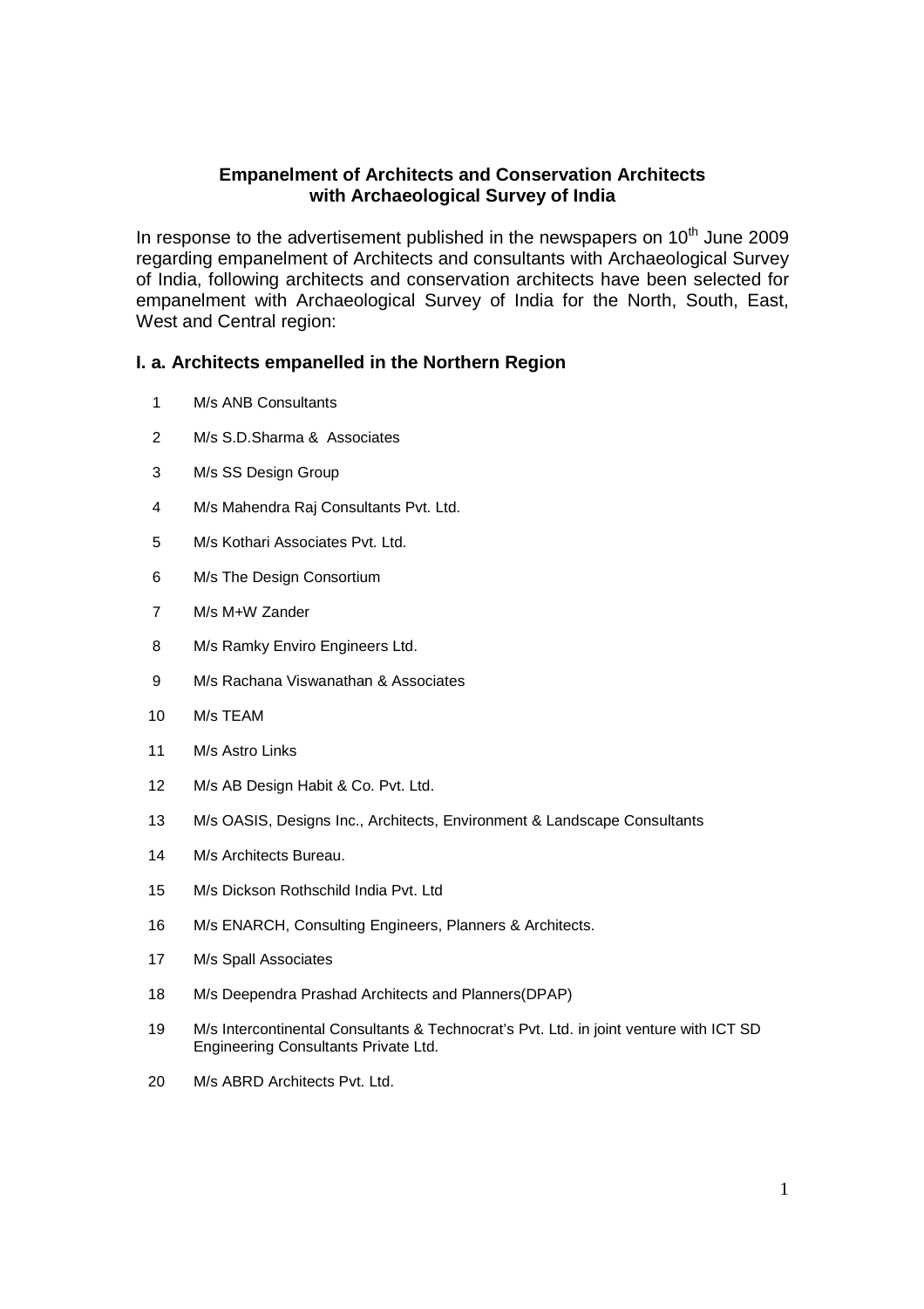# Empanelment of Architects and Conservation Architects with Archaeological Survey of India

In response to the advertisement published in the newspapers on 10th June 2009 regarding empanelment of Architects and consultants with Archaeological Survey of India, following architects and conservation architects have been selected for empanelment with Archaeological Survey of India for the North, South, East, West and Central region:

## I. a. Architects empanelled in the Northern Region

1. M/s ANB Consultants
2. M/s S.D.Sharma & Associates
3. M/s SS Design Group
4. M/s Mahendra Raj Consultants Pvt. Ltd.
5. M/s Kothari Associates Pvt. Ltd.
6. M/s The Design Consortium
7. M/s M+W Zander
8. M/s Ramky Enviro Engineers Ltd.
9. M/s Rachana Viswanathan & Associates
10. M/s TEAM
11. M/s Astro Links
12. M/s AB Design Habit & Co. Pvt. Ltd.
13. M/s OASIS, Designs Inc., Architects, Environment & Landscape Consultants
14. M/s Architects Bureau.
15. M/s Dickson Rothschild India Pvt. Ltd
16. M/s ENARCH, Consulting Engineers, Planners & Architects.
17. M/s Spall Associates
18. M/s Deependra Prashad Architects and Planners(DPAP)
19. M/s Intercontinental Consultants & Technocrat's Pvt. Ltd. in joint venture with ICT SD Engineering Consultants Private Ltd.
20. M/s ABRD Architects Pvt. Ltd.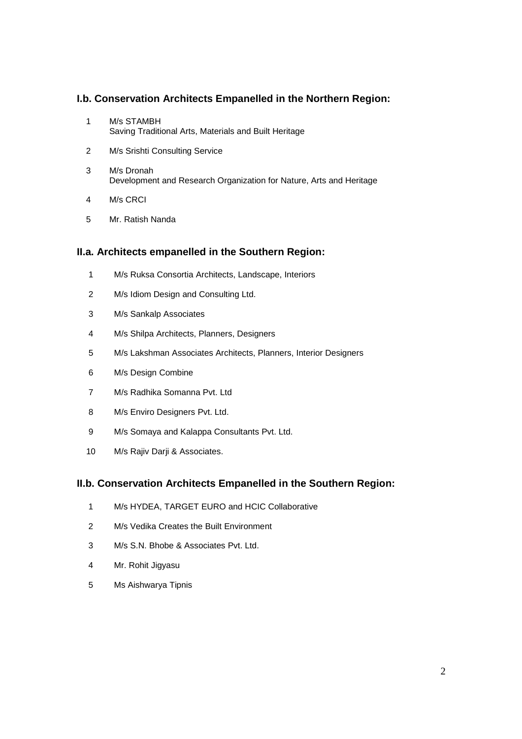### I.b. Conservation Architects Empanelled in the Northern Region:

1. M/s STAMBH  
   Saving Traditional Arts, Materials and Built Heritage
2. M/s Srishti Consulting Service
3. M/s Dronah  
   Development and Research Organization for Nature, Arts and Heritage
4. M/s CRCI
5. Mr. Ratish Nanda

### II.a. Architects empanelled in the Southern Region:

1. M/s Ruksa Consortia Architects, Landscape, Interiors
2. M/s Idiom Design and Consulting Ltd.
3. M/s Sankalp Associates
4. M/s Shilpa Architects, Planners, Designers
5. M/s Lakshman Associates Architects, Planners, Interior Designers
6. M/s Design Combine
7. M/s Radhika Somanna Pvt. Ltd
8. M/s Enviro Designers Pvt. Ltd.
9. M/s Somaya and Kalappa Consultants Pvt. Ltd.
10. M/s Rajiv Darji & Associates.

### II.b. Conservation Architects Empanelled in the Southern Region:

1. M/s HYDEA, TARGET EURO and HCIC Collaborative
2. M/s Vedika Creates the Built Environment
3. M/s S.N. Bhobe & Associates Pvt. Ltd.
4. Mr. Rohit Jigyasu
5. Ms Aishwarya Tipnis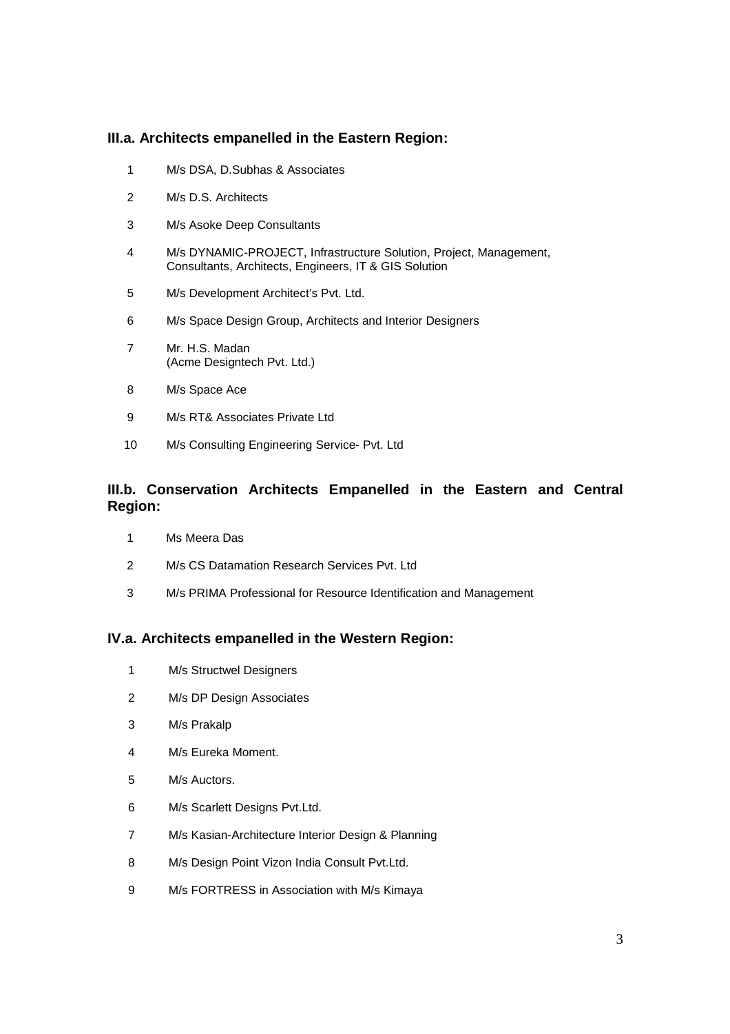### III.a. Architects empanelled in the Eastern Region:

1. M/s DSA, D.Subhas & Associates
2. M/s D.S. Architects
3. M/s Asoke Deep Consultants
4. M/s DYNAMIC-PROJECT, Infrastructure Solution, Project, Management, Consultants, Architects, Engineers, IT & GIS Solution
5. M/s Development Architect's Pvt. Ltd.
6. M/s Space Design Group, Architects and Interior Designers
7. Mr. H.S. Madan
   (Acme Designtech Pvt. Ltd.)
8. M/s Space Ace
9. M/s RT& Associates Private Ltd
10. M/s Consulting Engineering Service- Pvt. Ltd

### III.b. Conservation Architects Empanelled in the Eastern and Central Region:

1. Ms Meera Das
2. M/s CS Datamation Research Services Pvt. Ltd
3. M/s PRIMA Professional for Resource Identification and Management

### IV.a. Architects empanelled in the Western Region:

1. M/s Structwel Designers
2. M/s DP Design Associates
3. M/s Prakalp
4. M/s Eureka Moment.
5. M/s Auctors.
6. M/s Scarlett Designs Pvt.Ltd.
7. M/s Kasian-Architecture Interior Design & Planning
8. M/s Design Point Vizon India Consult Pvt.Ltd.
9. M/s FORTRESS in Association with M/s Kimaya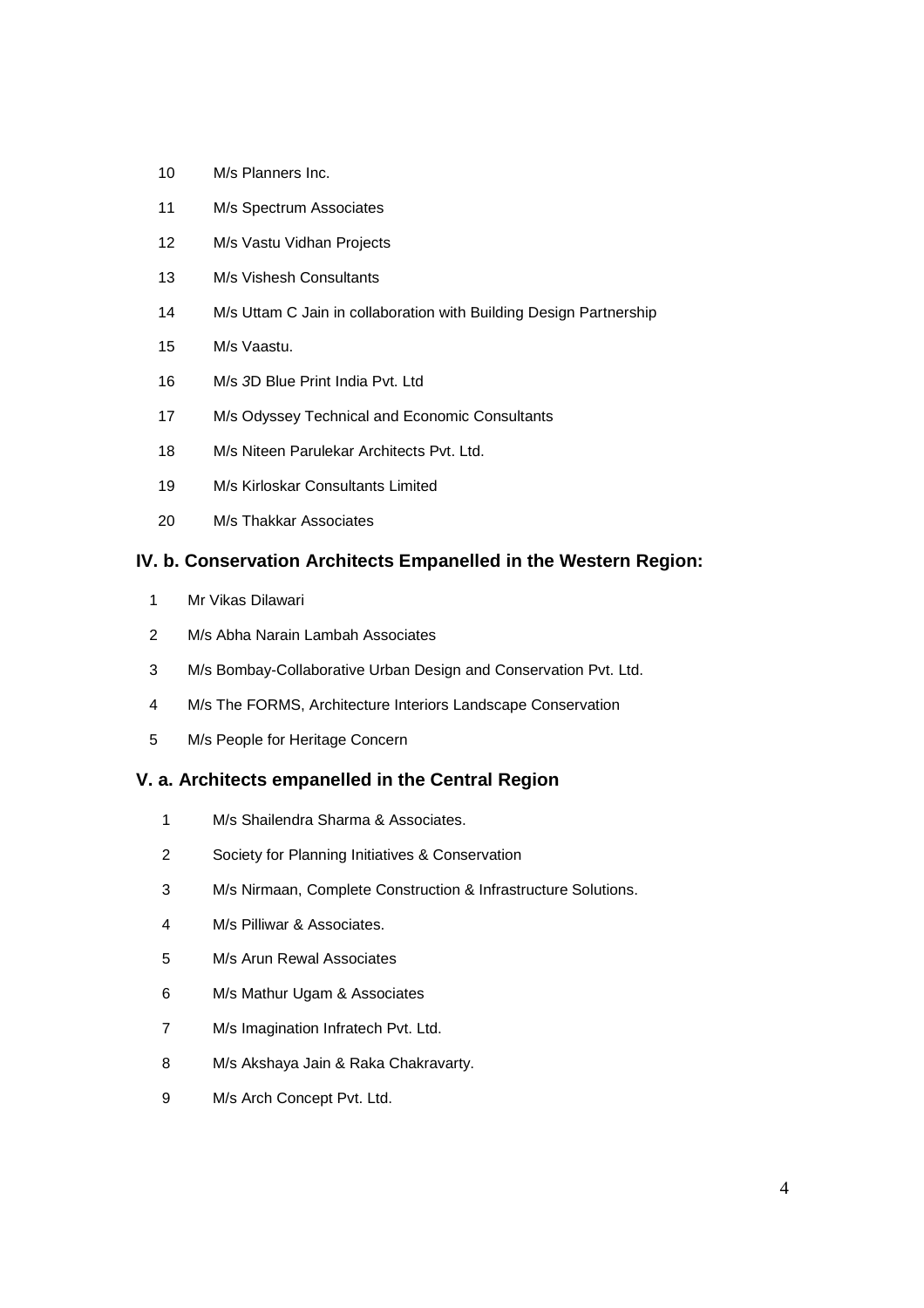10. M/s Planners Inc.
11. M/s Spectrum Associates
12. M/s Vastu Vidhan Projects
13. M/s Vishesh Consultants
14. M/s Uttam C Jain in collaboration with Building Design Partnership
15. M/s Vaastu.
16. M/s 3D Blue Print India Pvt. Ltd
17. M/s Odyssey Technical and Economic Consultants
18. M/s Niteen Parulekar Architects Pvt. Ltd.
19. M/s Kirloskar Consultants Limited
20. M/s Thakkar Associates

### IV. b. Conservation Architects Empanelled in the Western Region:

1. Mr Vikas Dilawari
2. M/s Abha Narain Lambah Associates
3. M/s Bombay-Collaborative Urban Design and Conservation Pvt. Ltd.
4. M/s The FORMS, Architecture Interiors Landscape Conservation
5. M/s People for Heritage Concern

### V. a. Architects empanelled in the Central Region

1. M/s Shailendra Sharma & Associates.
2. Society for Planning Initiatives & Conservation
3. M/s Nirmaan, Complete Construction & Infrastructure Solutions.
4. M/s Pilliwar & Associates.
5. M/s Arun Rewal Associates
6. M/s Mathur Ugam & Associates
7. M/s Imagination Infratech Pvt. Ltd.
8. M/s Akshaya Jain & Raka Chakravarty.
9. M/s Arch Concept Pvt. Ltd.